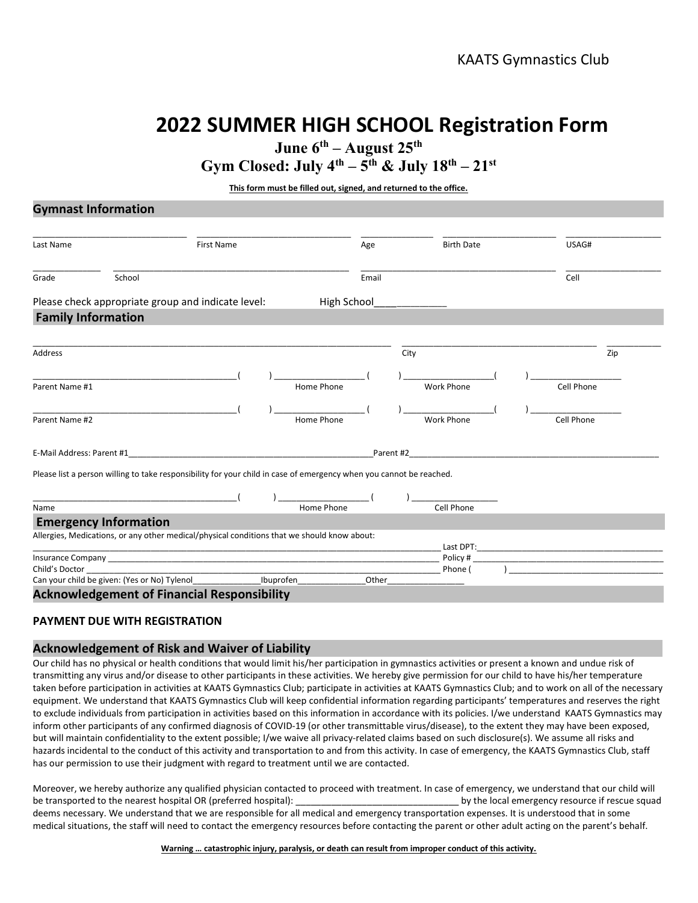KAATS Gymnastics Club

# 2022 SUMMER HIGH SCHOOL Registration Form

**June 6th – August 25th**

**Gym Closed: July 4th – 5th & July 18th – 21st**

**This form must be filled out, signed, and returned to the office.**

## Gymnast Information

_______________________________ _______________________________ _______________ _______________________ ____________________

Last Name First Name Age Birth Date USAG#

_____________ ________________________________________________ ________________________________________ ____________________

Grade School Email Cell

Please check appropriate group and indicate level: High School_____________

## Family Information

__________________________________________________________________________ ________________________________________ ___________

Address City Zip

__________________________________________( ) ___________________ ( ) ___________________( ) ___________________

Parent Name #1 Home Phone Work Phone Cell Phone

__________________________________________( ) ___________________ ( ) ___________________( ) ___________________

Parent Name #2 Home Phone Work Phone Cell Phone

E-Mail Address: Parent #1_______________________________________________________Parent #2_______________________________________________________

Please list a person willing to take responsibility for your child in case of emergency when you cannot be reached.

__________________________________________( ) ___________________ ( ) ___________________

Name Home Phone Cell Phone

## Emergency Information

Allergies, Medications, or any other medical/physical conditions that we should know about:

_____________________________________________________________________________________ Last DPT:________________________________________

Insurance Company ___________________________________________________________________ Policy # ________________________________________

Child's Doctor _______________________________________________________________________ Phone ( ) _________________________________

Can your child be given: (Yes or No) Tylenol______________Ibuprofen______________Other________________

## Acknowledgement of Financial Responsibility

**PAYMENT DUE WITH REGISTRATION**

## Acknowledgement of Risk and Waiver of Liability

Our child has no physical or health conditions that would limit his/her participation in gymnastics activities or present a known and undue risk of transmitting any virus and/or disease to other participants in these activities. We hereby give permission for our child to have his/her temperature taken before participation in activities at KAATS Gymnastics Club; participate in activities at KAATS Gymnastics Club; and to work on all of the necessary equipment. We understand that KAATS Gymnastics Club will keep confidential information regarding participants' temperatures and reserves the right to exclude individuals from participation in activities based on this information in accordance with its policies. I/we understand KAATS Gymnastics may inform other participants of any confirmed diagnosis of COVID-19 (or other transmittable virus/disease), to the extent they may have been exposed, but will maintain confidentiality to the extent possible; I/we waive all privacy-related claims based on such disclosure(s). We assume all risks and hazards incidental to the conduct of this activity and transportation to and from this activity. In case of emergency, the KAATS Gymnastics Club, staff has our permission to use their judgment with regard to treatment until we are contacted.

Moreover, we hereby authorize any qualified physician contacted to proceed with treatment. In case of emergency, we understand that our child will be transported to the nearest hospital OR (preferred hospital): ________________________________ by the local emergency resource if rescue squad deems necessary. We understand that we are responsible for all medical and emergency transportation expenses. It is understood that in some medical situations, the staff will need to contact the emergency resources before contacting the parent or other adult acting on the parent's behalf.

**Warning … catastrophic injury, paralysis, or death can result from improper conduct of this activity.**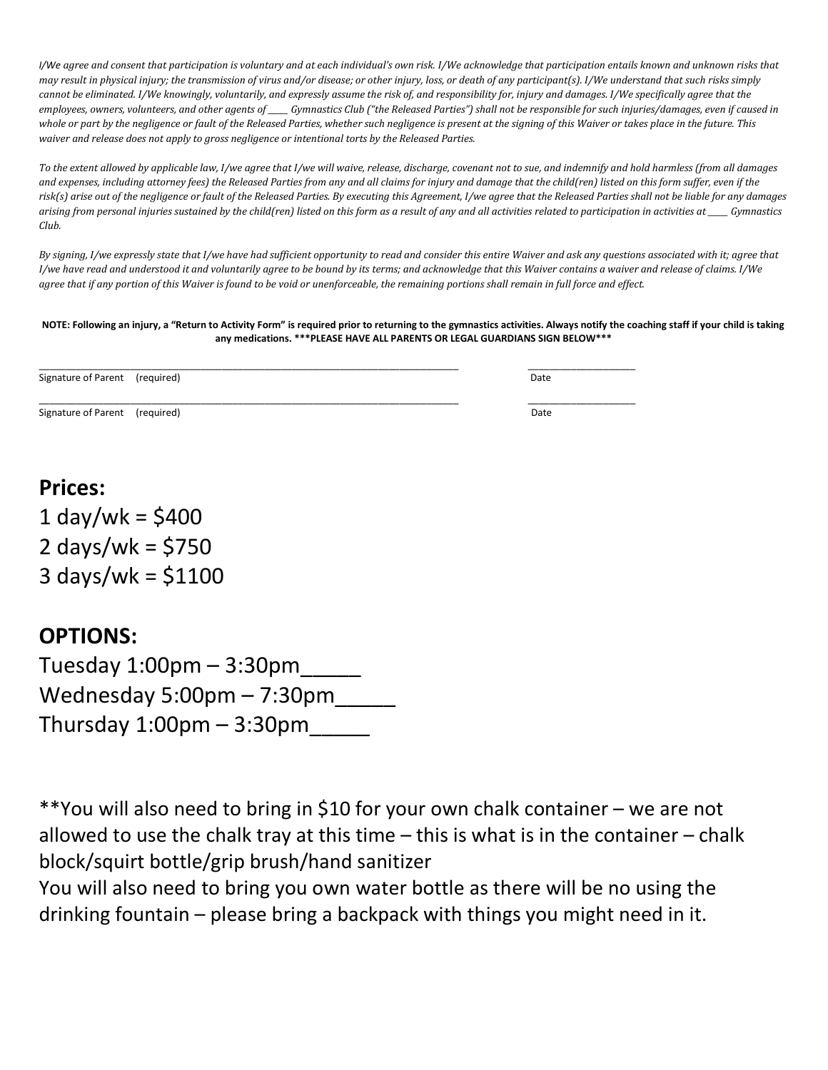*I/We agree and consent that participation is voluntary and at each individual's own risk. I/We acknowledge that participation entails known and unknown risks that may result in physical injury; the transmission of virus and/or disease; or other injury, loss, or death of any participant(s). I/We understand that such risks simply cannot be eliminated. I/We knowingly, voluntarily, and expressly assume the risk of, and responsibility for, injury and damages. I/We specifically agree that the employees, owners, volunteers, and other agents of _____ Gymnastics Club ("the Released Parties") shall not be responsible for such injuries/damages, even if caused in whole or part by the negligence or fault of the Released Parties, whether such negligence is present at the signing of this Waiver or takes place in the future. This waiver and release does not apply to gross negligence or intentional torts by the Released Parties.*

*To the extent allowed by applicable law, I/we agree that I/we will waive, release, discharge, covenant not to sue, and indemnify and hold harmless (from all damages and expenses, including attorney fees) the Released Parties from any and all claims for injury and damage that the child(ren) listed on this form suffer, even if the risk(s) arise out of the negligence or fault of the Released Parties. By executing this Agreement, I/we agree that the Released Parties shall not be liable for any damages arising from personal injuries sustained by the child(ren) listed on this form as a result of any and all activities related to participation in activities at _____ Gymnastics Club.*

*By signing, I/we expressly state that I/we have had sufficient opportunity to read and consider this entire Waiver and ask any questions associated with it; agree that I/we have read and understood it and voluntarily agree to be bound by its terms; and acknowledge that this Waiver contains a waiver and release of claims. I/We agree that if any portion of this Waiver is found to be void or unenforceable, the remaining portions shall remain in full force and effect.*

**NOTE: Following an injury, a "Return to Activity Form" is required prior to returning to the gymnastics activities. Always notify the coaching staff if your child is taking any medications. \*\*\*PLEASE HAVE ALL PARENTS OR LEGAL GUARDIANS SIGN BELOW\*\*\***

______________________________________________________________________________ ____________________

Signature of Parent (required) Date

______________________________________________________________________________ ____________________

Signature of Parent (required) Date

## Prices:

1 day/wk = $400
2 days/wk = $750
3 days/wk = $1100

## OPTIONS:

Tuesday 1:00pm – 3:30pm_____
Wednesday 5:00pm – 7:30pm_____
Thursday 1:00pm – 3:30pm_____

**You will also need to bring in $10 for your own chalk container – we are not allowed to use the chalk tray at this time – this is what is in the container – chalk block/squirt bottle/grip brush/hand sanitizer
You will also need to bring you own water bottle as there will be no using the drinking fountain – please bring a backpack with things you might need in it.